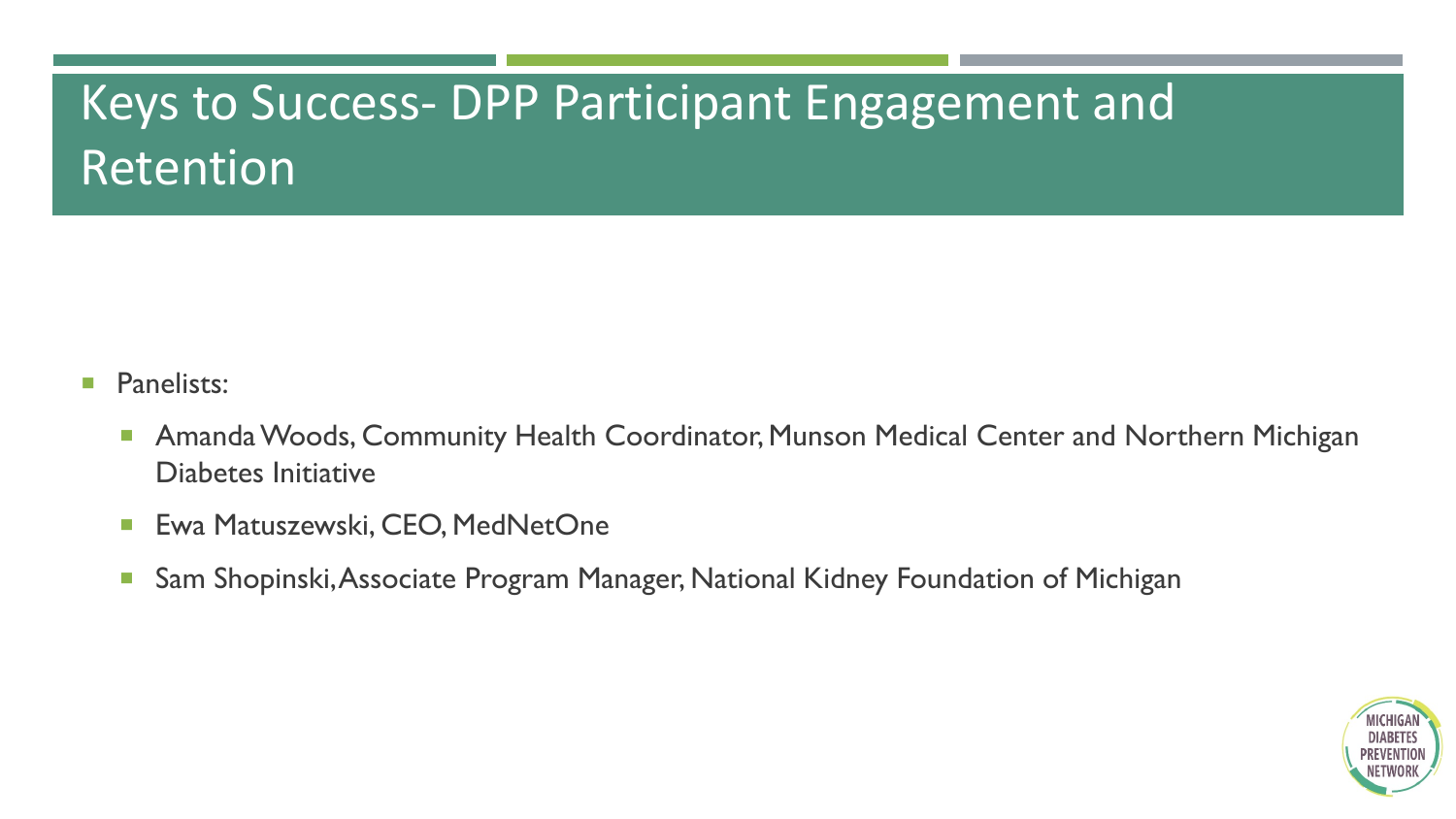# Keys to Success- DPP Participant Engagement and Retention

- Panelists:
  - Amanda Woods, Community Health Coordinator, Munson Medical Center and Northern Michigan Diabetes Initiative
  - Ewa Matuszewski, CEO, MedNetOne
  - Sam Shopinski, Associate Program Manager, National Kidney Foundation of Michigan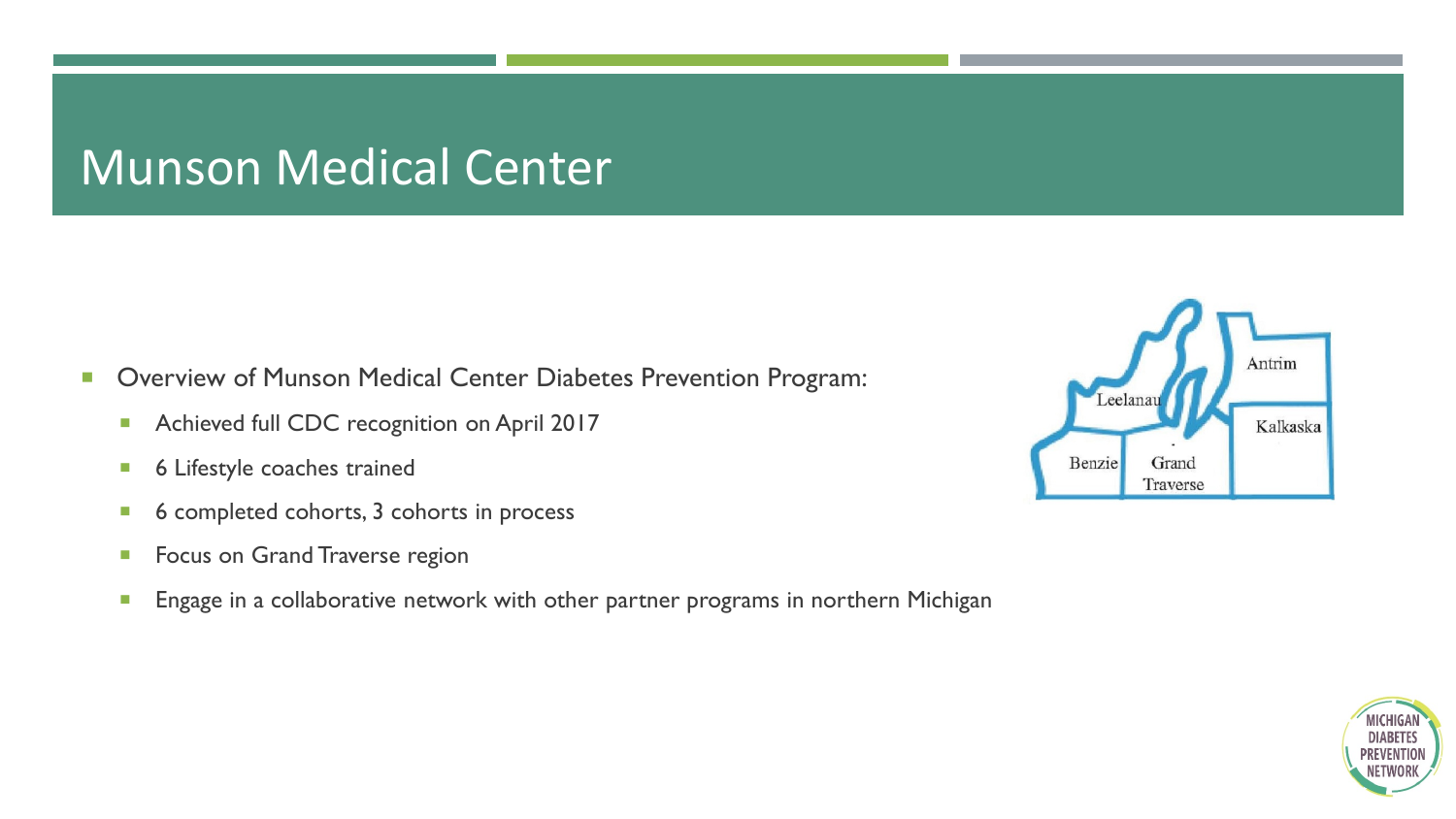# Munson Medical Center

- Overview of Munson Medical Center Diabetes Prevention Program:
  - Achieved full CDC recognition on April 2017
  - 6 Lifestyle coaches trained
  - 6 completed cohorts, 3 cohorts in process
  - Focus on Grand Traverse region
  - Engage in a collaborative network with other partner programs in northern Michigan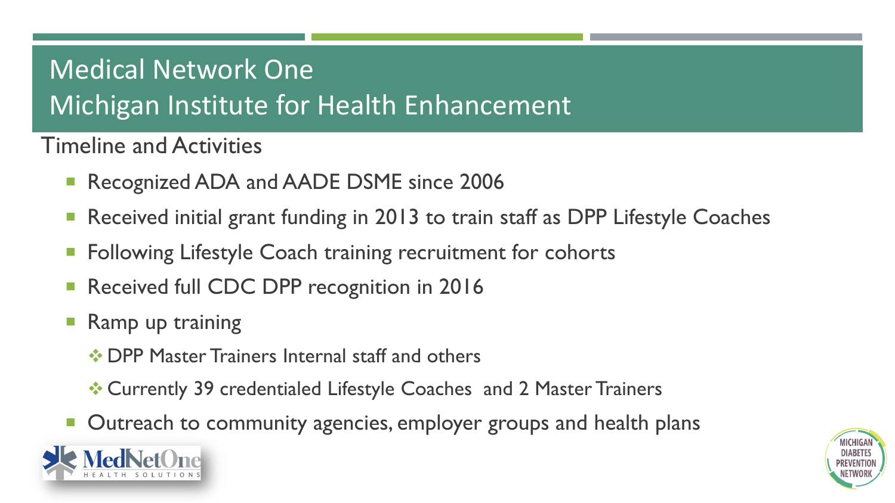# Medical Network One
# Michigan Institute for Health Enhancement

Timeline and Activities

- Recognized ADA and AADE DSME since 2006
- Received initial grant funding in 2013 to train staff as DPP Lifestyle Coaches
- Following Lifestyle Coach training recruitment for cohorts
- Received full CDC DPP recognition in 2016
- Ramp up training
  - DPP Master Trainers Internal staff and others
  - Currently 39 credentialed Lifestyle Coaches and 2 Master Trainers
- Outreach to community agencies, employer groups and health plans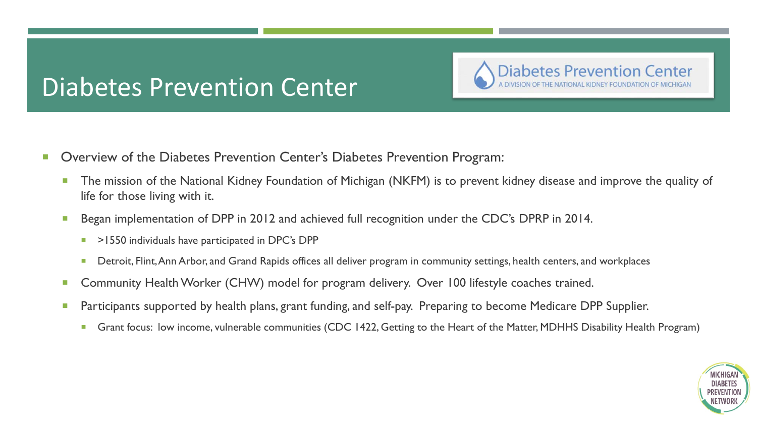# Diabetes Prevention Center

Diabetes Prevention Center
A DIVISION OF THE NATIONAL KIDNEY FOUNDATION OF MICHIGAN

- Overview of the Diabetes Prevention Center's Diabetes Prevention Program:
  - The mission of the National Kidney Foundation of Michigan (NKFM) is to prevent kidney disease and improve the quality of life for those living with it.
  - Began implementation of DPP in 2012 and achieved full recognition under the CDC's DPRP in 2014.
    - >1550 individuals have participated in DPC's DPP
    - Detroit, Flint, Ann Arbor, and Grand Rapids offices all deliver program in community settings, health centers, and workplaces
  - Community Health Worker (CHW) model for program delivery. Over 100 lifestyle coaches trained.
  - Participants supported by health plans, grant funding, and self-pay. Preparing to become Medicare DPP Supplier.
    - Grant focus: low income, vulnerable communities (CDC 1422, Getting to the Heart of the Matter, MDHHS Disability Health Program)

MICHIGAN DIABETES PREVENTION NETWORK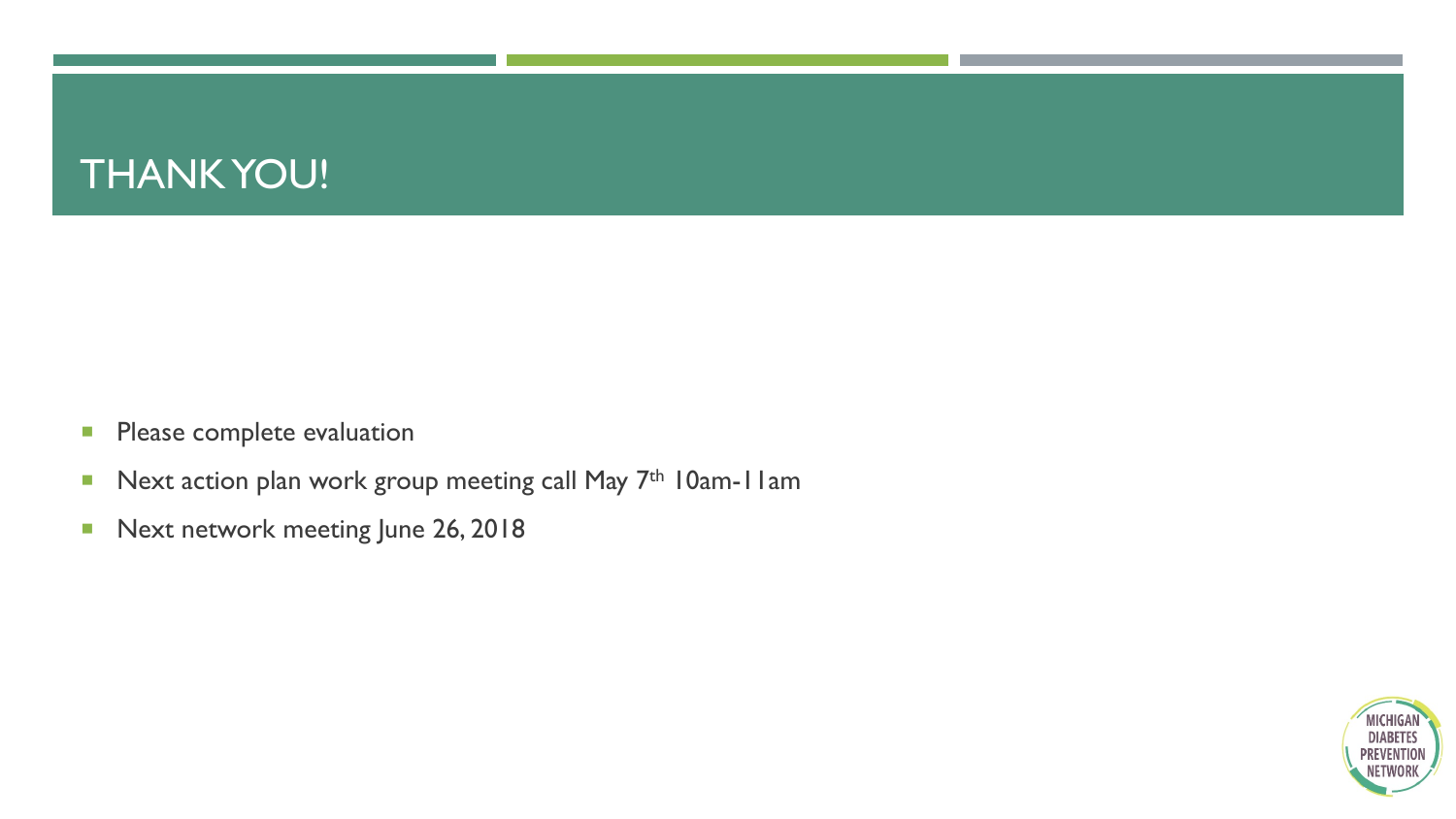# THANK YOU!

- Please complete evaluation
- Next action plan work group meeting call May 7th 10am-11am
- Next network meeting June 26, 2018

MICHIGAN DIABETES PREVENTION NETWORK